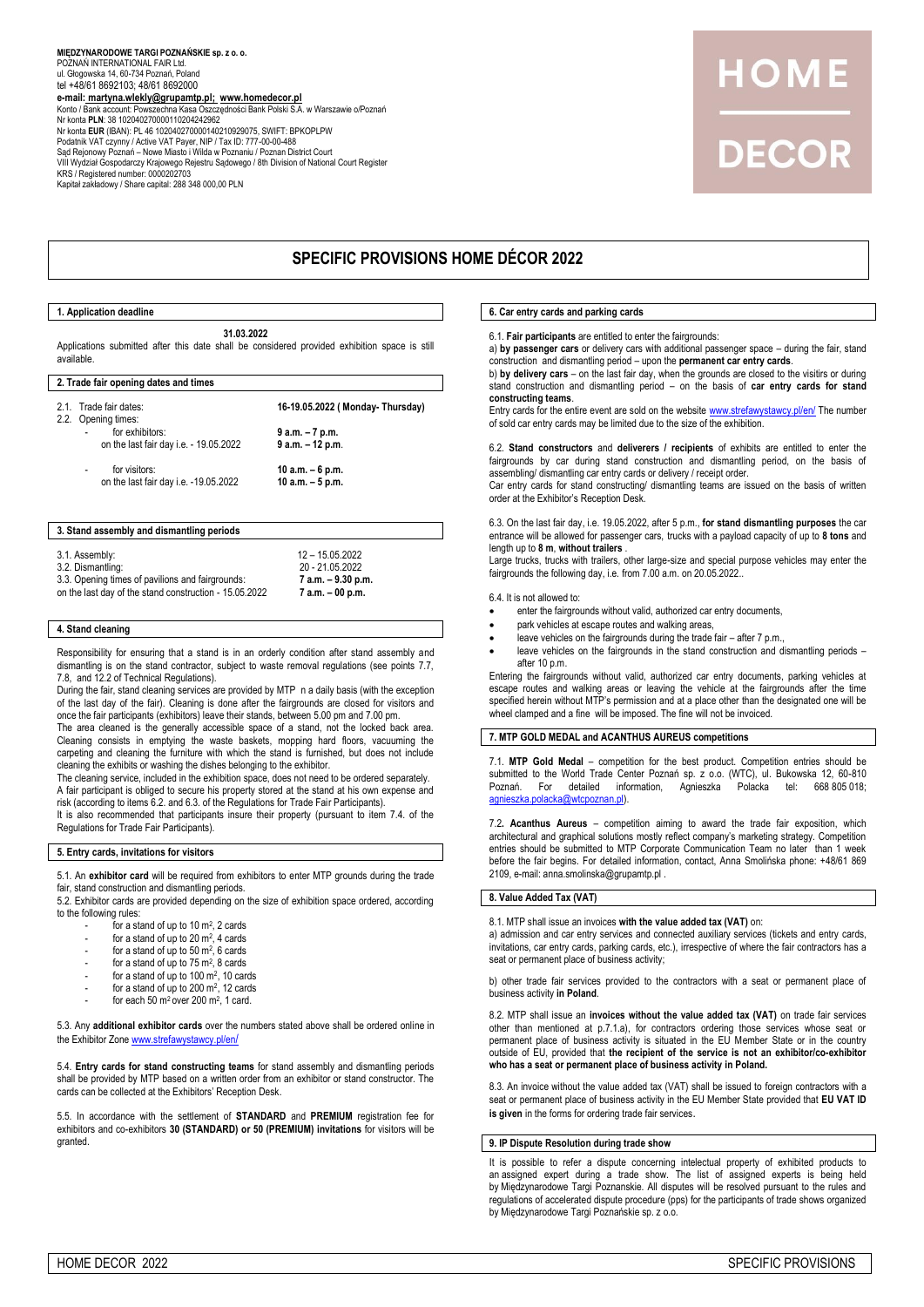**MIĘDZYNARODOWE TARGI POZNAŃSKIE sp. z o. o.**
POZNAŃ INTERNATIONAL FAIR Ltd.
ul. Głogowska 14, 60-734 Poznań, Poland
tel +48/61 8692103; 48/61 8692000
**e-mail: martyna.wlekly@grupamtp.pl; www.homedecor.pl**
Konto / Bank account: Powszechna Kasa Oszczędności Bank Polski S.A. w Warszawie o/Poznań
Nr konta **PLN**: 38 102040270000110204242962
Nr konta **EUR** (IBAN): PL 46 102040270000140210929075, SWIFT: BPKOPLPW
Podatnik VAT czynny / Active VAT Payer, NIP / Tax ID: 777-00-00-488
Sąd Rejonowy Poznań – Nowe Miasto i Wilda w Poznaniu / Poznan District Court
VIII Wydział Gospodarczy Krajowego Rejestru Sądowego / 8th Division of National Court Register
KRS / Registered number: 0000202703
Kapitał zakładowy / Share capital: 288 348 000,00 PLN

HOME DECOR

# SPECIFIC PROVISIONS HOME DÉCOR 2022

## 1. Application deadline

**31.03.2022**

Applications submitted after this date shall be considered provided exhibition space is still available.

## 2. Trade fair opening dates and times

| | |
|---|---|
| 2.1. Trade fair dates: | **16-19.05.2022 ( Monday- Thursday)** |
| 2.2. Opening times: | |
| - for exhibitors: | **9 a.m. – 7 p.m.** |
| on the last fair day i.e. - 19.05.2022 | **9 a.m. – 12 p.m.** |
| - for visitors: | **10 a.m. – 6 p.m.** |
| on the last fair day i.e. -19.05.2022 | **10 a.m. – 5 p.m.** |

## 3. Stand assembly and dismantling periods

| | |
|---|---|
| 3.1. Assembly: | 12 – 15.05.2022 |
| 3.2. Dismantling: | 20 - 21.05.2022 |
| 3.3. Opening times of pavilions and fairgrounds: | **7 a.m. – 9.30 p.m.** |
| on the last day of the stand construction - 15.05.2022 | **7 a.m. – 00 p.m.** |

## 4. Stand cleaning

Responsibility for ensuring that a stand is in an orderly condition after stand assembly and dismantling is on the stand contractor, subject to waste removal regulations (see points 7.7, 7.8, and 12.2 of Technical Regulations).

During the fair, stand cleaning services are provided by MTP n a daily basis (with the exception of the last day of the fair). Cleaning is done after the fairgrounds are closed for visitors and once the fair participants (exhibitors) leave their stands, between 5.00 pm and 7.00 pm.

The area cleaned is the generally accessible space of a stand, not the locked back area. Cleaning consists in emptying the waste baskets, mopping hard floors, vacuuming the carpeting and cleaning the furniture with which the stand is furnished, but does not include cleaning the exhibits or washing the dishes belonging to the exhibitor.

The cleaning service, included in the exhibition space, does not need to be ordered separately.

A fair participant is obliged to secure his property stored at the stand at his own expense and risk (according to items 6.2. and 6.3. of the Regulations for Trade Fair Participants).

It is also recommended that participants insure their property (pursuant to item 7.4. of the Regulations for Trade Fair Participants).

## 5. Entry cards, invitations for visitors

5.1. An **exhibitor card** will be required from exhibitors to enter MTP grounds during the trade fair, stand construction and dismantling periods.

5.2. Exhibitor cards are provided depending on the size of exhibition space ordered, according to the following rules:

- for a stand of up to 10 m², 2 cards
- for a stand of up to 20 m², 4 cards
- for a stand of up to 50 m², 6 cards
- for a stand of up to 75 m², 8 cards
- for a stand of up to 100 m², 10 cards
- for a stand of up to 200 m², 12 cards
- for each 50 m² over 200 m², 1 card.

5.3. Any **additional exhibitor cards** over the numbers stated above shall be ordered online in the Exhibitor Zone www.strefawystawcy.pl/en/

5.4. **Entry cards for stand constructing teams** for stand assembly and dismantling periods shall be provided by MTP based on a written order from an exhibitor or stand constructor. The cards can be collected at the Exhibitors' Reception Desk.

5.5. In accordance with the settlement of **STANDARD** and **PREMIUM** registration fee for exhibitors and co-exhibitors **30 (STANDARD) or 50 (PREMIUM) invitations** for visitors will be granted.

## 6. Car entry cards and parking cards

6.1. **Fair participants** are entitled to enter the fairgrounds:

a) **by passenger cars** or delivery cars with additional passenger space – during the fair, stand construction and dismantling period – upon the **permanent car entry cards**.

b) **by delivery cars** – on the last fair day, when the grounds are closed to the visitirs or during stand construction and dismantling period – on the basis of **car entry cards for stand constructing teams**.

Entry cards for the entire event are sold on the website www.strefawystawcy.pl/en/ The number of sold car entry cards may be limited due to the size of the exhibition.

6.2. **Stand constructors** and **deliverers / recipients** of exhibits are entitled to enter the fairgrounds by car during stand construction and dismantling period, on the basis of assembling/ dismantling car entry cards or delivery / receipt order.

Car entry cards for stand constructing/ dismantling teams are issued on the basis of written order at the Exhibitor's Reception Desk.

6.3. On the last fair day, i.e. 19.05.2022, after 5 p.m., **for stand dismantling purposes** the car entrance will be allowed for passenger cars, trucks with a payload capacity of up to **8 tons** and length up to **8 m**, **without trailers** .

Large trucks, trucks with trailers, other large-size and special purpose vehicles may enter the fairgrounds the following day, i.e. from 7.00 a.m. on 20.05.2022..

6.4. It is not allowed to:

- enter the fairgrounds without valid, authorized car entry documents,
- park vehicles at escape routes and walking areas,
- leave vehicles on the fairgrounds during the trade fair – after 7 p.m.,
- leave vehicles on the fairgrounds in the stand construction and dismantling periods – after 10 p.m.

Entering the fairgrounds without valid, authorized car entry documents, parking vehicles at escape routes and walking areas or leaving the vehicle at the fairgrounds after the time specified herein without MTP's permission and at a place other than the designated one will be wheel clamped and a fine will be imposed. The fine will not be invoiced.

## 7. MTP GOLD MEDAL and ACANTHUS AUREUS competitions

7.1. **MTP Gold Medal** – competition for the best product. Competition entries should be submitted to the World Trade Center Poznań sp. z o.o. (WTC), ul. Bukowska 12, 60-810 Poznań. For detailed information, Agnieszka Polacka tel: 668 805 018; agnieszka.polacka@wtcpoznan.pl).

7.2**. Acanthus Aureus** – competition aiming to award the trade fair exposition, which architectural and graphical solutions mostly reflect company's marketing strategy. Competition entries should be submitted to MTP Corporate Communication Team no later than 1 week before the fair begins. For detailed information, contact, Anna Smolińska phone: +48/61 869 2109, e-mail: anna.smolinska@grupamtp.pl .

## 8. Value Added Tax (VAT)

8.1. MTP shall issue an invoices **with the value added tax (VAT)** on:

a) admission and car entry services and connected auxiliary services (tickets and entry cards, invitations, car entry cards, parking cards, etc.), irrespective of where the fair contractors has a seat or permanent place of business activity;

b) other trade fair services provided to the contractors with a seat or permanent place of business activity **in Poland**.

8.2. MTP shall issue an **invoices without the value added tax (VAT)** on trade fair services other than mentioned at p.7.1.a), for contractors ordering those services whose seat or permanent place of business activity is situated in the EU Member State or in the country outside of EU, provided that **the recipient of the service is not an exhibitor/co-exhibitor who has a seat or permanent place of business activity in Poland.**

8.3. An invoice without the value added tax (VAT) shall be issued to foreign contractors with a seat or permanent place of business activity in the EU Member State provided that **EU VAT ID is given** in the forms for ordering trade fair services.

## 9. IP Dispute Resolution during trade show

It is possible to refer a dispute concerning intelectual property of exhibited products to an assigned expert during a trade show. The list of assigned experts is being held by Międzynarodowe Targi Poznanskie. All disputes will be resolved pursuant to the rules and regulations of accelerated dispute procedure (pps) for the participants of trade shows organized by Międzynarodowe Targi Poznańskie sp. z o.o.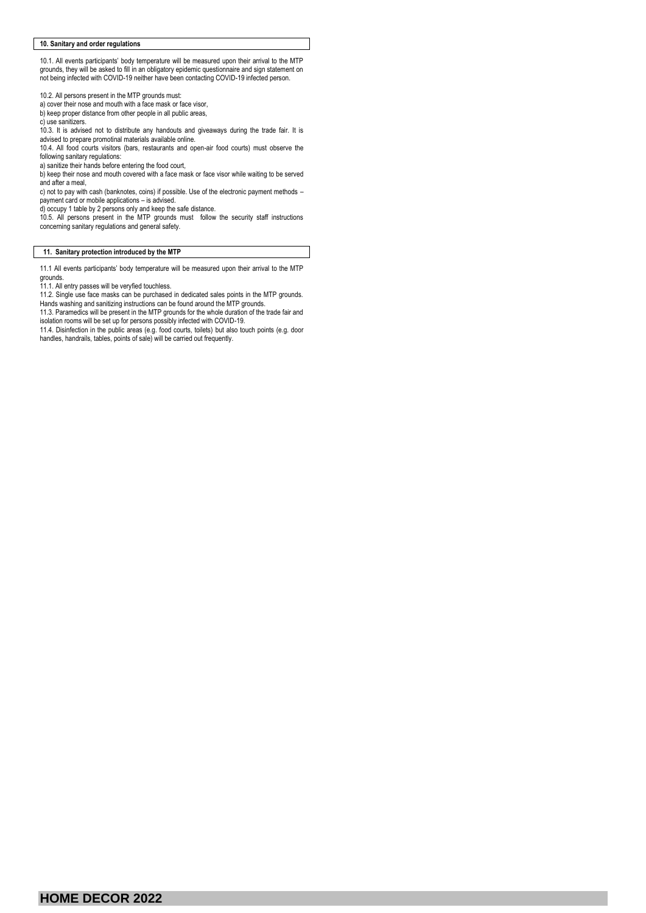## 10. Sanitary and order regulations

10.1. All events participants' body temperature will be measured upon their arrival to the MTP grounds, they will be asked to fill in an obligatory epidemic questionnaire and sign statement on not being infected with COVID-19 neither have been contacting COVID-19 infected person.

10.2. All persons present in the MTP grounds must:

a) cover their nose and mouth with a face mask or face visor,
b) keep proper distance from other people in all public areas,
c) use sanitizers.

10.3. It is advised not to distribute any handouts and giveaways during the trade fair. It is advised to prepare promotinal materials available online.

10.4. All food courts visitors (bars, restaurants and open-air food courts) must observe the following sanitary regulations:

a) sanitize their hands before entering the food court,
b) keep their nose and mouth covered with a face mask or face visor while waiting to be served and after a meal,
c) not to pay with cash (banknotes, coins) if possible. Use of the electronic payment methods – payment card or mobile applications – is advised.
d) occupy 1 table by 2 persons only and keep the safe distance.

10.5. All persons present in the MTP grounds must follow the security staff instructions concerning sanitary regulations and general safety.

## 11. Sanitary protection introduced by the MTP

11.1 All events participants' body temperature will be measured upon their arrival to the MTP grounds.

11.1. All entry passes will be veryfied touchless.

11.2. Single use face masks can be purchased in dedicated sales points in the MTP grounds. Hands washing and sanitizing instructions can be found around the MTP grounds.

11.3. Paramedics will be present in the MTP grounds for the whole duration of the trade fair and isolation rooms will be set up for persons possibly infected with COVID-19.

11.4. Disinfection in the public areas (e.g. food courts, toilets) but also touch points (e.g. door handles, handrails, tables, points of sale) will be carried out frequently.